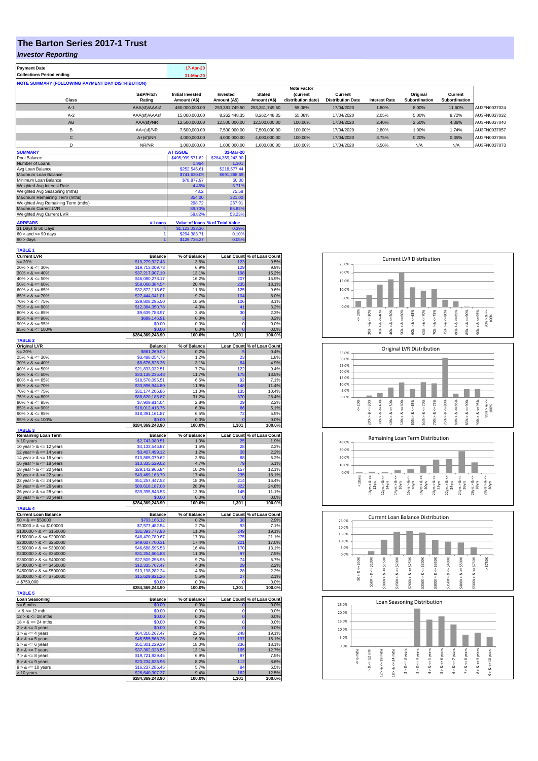# The Barton Series 2017-1 Trust

## *Investor Reporting*

| Payment Date | 17-Apr-20 |
|---|---|
| Collections Period ending | 31-Mar-20 |

**NOTE SUMMARY (FOLLOWING PAYMENT DAY DISTRIBUTION)**

| Class | S&P/Fitch Rating | Initial Invested Amount (A$) | Invested Amount (A$) | Stated Amount (A$) | Note Factor (current distribution date) | Current Distribution Date | Interest Rate | Original Subordination | Current Subordination | |
|---|---|---|---|---|---|---|---|---|---|---|
| A-1 | AAA(sf)/AAAsf | 460,000,000.00 | 253,381,749.50 | 253,381,749.50 | 55.08% | 17/04/2020 | 1.80% | 8.00% | 11.60% | AU3FN0037024 |
| A-2 | AAA(sf)/AAAsf | 15,000,000.00 | 8,262,448.35 | 8,262,448.35 | 55.08% | 17/04/2020 | 2.05% | 5.00% | 8.72% | AU3FN0037032 |
| AB | AAA(sf)/NR | 12,500,000.00 | 12,500,000.00 | 12,500,000.00 | 100.00% | 17/04/2020 | 2.40% | 2.50% | 4.36% | AU3FN0037040 |
| B | AA+(sf)/NR | 7,500,000.00 | 7,500,000.00 | 7,500,000.00 | 100.00% | 17/04/2020 | 2.80% | 1.00% | 1.74% | AU3FN0037057 |
| C | A+(sf)/NR | 4,000,000.00 | 4,000,000.00 | 4,000,000.00 | 100.00% | 17/04/2020 | 3.75% | 0.20% | 0.35% | AU3FN0037065 |
| D | NR/NR | 1,000,000.00 | 1,000,000.00 | 1,000,000.00 | 100.00% | 17/04/2020 | 6.50% | N/A | N/A | AU3FN0037073 |

| SUMMARY | AT ISSUE | 31-Mar-20 |
|---|---|---|
| Pool Balance | $495,999,571.62 | $284,369,243.90 |
| Number of Loans | 1,964 | 1,301 |
| Avg Loan Balance | $252,545.61 | $218,577.44 |
| Maximum Loan Balance | $741,620.09 | $691,268.69 |
| Minimum Loan Balance | $78,877.97 | $0.00 |
| Weighted Avg Interest Rate | 4.46% | 3.71% |
| Weighted Avg Seasoning (mths) | 43.2 | 75.58 |
| Maximum Remaining Term (mths) | 354.00 | 321.00 |
| Weighted Avg Remaining Term (mths) | 298.72 | 267.91 |
| Maximum Current LVR | 89.70% | 85.82% |
| Weighted Avg Current LVR | 58.82% | 53.23% |

| ARREARS | # Loans | Value of loans | % of Total Value |
|---|---|---|---|
| 31 Days to 60 Days | 4 | $1,123,033.36 | 0.39% |
| 60 > and <= 90 days | 1 | $294,383.71 | 0.10% |
| 90 > days | 1 | $129,736.27 | 0.05% |

**TABLE 1**

| Current LVR | Balance | % of Balance | Loan Count | % of Loan Count |
|---|---|---|---|---|
| <= 20% | $10,279,927.43 | 3.6% | 123 | 9.5% |
| 20% > & <= 30% | $19,713,009.73 | 6.9% | 129 | 9.9% |
| 30% > & <= 40% | $37,217,907.19 | 13.1% | 198 | 15.2% |
| 40% > & <= 50% | $46,080,273.17 | 16.2% | 207 | 15.9% |
| 50% > & <= 60% | $58,060,384.54 | 20.4% | 235 | 18.1% |
| 60% > & <= 65% | $32,872,118.67 | 11.6% | 125 | 9.6% |
| 65% > & <= 70% | $27,444,041.01 | 9.7% | 104 | 8.0% |
| 70% > & <= 75% | $29,808,295.50 | 10.5% | 106 | 8.1% |
| 75% > & <= 80% | $12,364,350.78 | 4.3% | 41 | 3.2% |
| 80% > & <= 85% | $9,639,788.97 | 3.4% | 30 | 2.3% |
| 85% > & <= 90% | $889,146.91 | 0.3% | 3 | 0.2% |
| 90% > & <= 95% | $0.00 | 0.0% | 0 | 0.0% |
| 95% > & <= 100% | $0.00 | 0.0% | 0 | 0.0% |
| | $284,369,243.90 | 100.0% | 1,301 | 100.0% |

**TABLE 2**

| Original LVR | Balance | % of Balance | Loan Count | % of Loan Count |
|---|---|---|---|---|
| <= 20% | $661,269.09 | 0.2% | 5 | 0.4% |
| 25% > & <= 30% | $3,488,054.76 | 1.2% | 23 | 1.8% |
| 30% > & <= 40% | $8,676,826.36 | 3.1% | 64 | 4.9% |
| 40% > & <= 50% | $21,833,032.51 | 7.7% | 122 | 9.4% |
| 50% > & <= 60% | $33,135,235.48 | 11.7% | 175 | 13.5% |
| 60% > & <= 65% | $18,570,095.51 | 6.5% | 92 | 7.1% |
| 65% > & <= 70% | $33,896,944.80 | 11.9% | 148 | 11.4% |
| 70% > & <= 75% | $31,174,206.86 | 11.0% | 135 | 10.4% |
| 75% > & <= 80% | $88,620,185.87 | 31.2% | 370 | 28.4% |
| 80% > & <= 85% | $7,909,814.04 | 2.8% | 29 | 2.2% |
| 85% > & <= 90% | $18,012,416.75 | 6.3% | 66 | 5.1% |
| 90% > & <= 95% | $18,391,161.87 | 6.5% | 72 | 5.5% |
| 95% > & <= 100% | $0.00 | 0.0% | 0 | 0.0% |
| | $284,369,243.90 | 100.0% | 1,301 | 100.0% |

**TABLE 3**

| Remaining Loan Term | Balance | % of Balance | Loan Count | % of Loan Count |
|---|---|---|---|---|
| < 10 years | $2,743,980.51 | 1.0% | 25 | 1.9% |
| 10 year > & <= 12 years | $4,133,546.87 | 1.5% | 28 | 2.2% |
| 12 year > & <= 14 years | $3,407,499.12 | 1.2% | 28 | 2.2% |
| 14 year > & <= 16 years | $10,865,079.62 | 3.8% | 68 | 5.2% |
| 16 year > & <= 18 years | $13,335,529.02 | 4.7% | 79 | 6.1% |
| 18 year > & <= 20 years | $29,142,966.84 | 10.2% | 157 | 12.1% |
| 20 year > & <= 22 years | $49,469,163.79 | 17.4% | 235 | 18.1% |
| 22 year > & <= 24 years | $51,257,447.52 | 18.0% | 214 | 16.4% |
| 24 year > & <= 26 years | $80,618,187.08 | 28.3% | 322 | 24.8% |
| 26 year > & <= 28 years | $39,395,843.53 | 13.9% | 145 | 11.1% |
| 28 year > & <= 30 years | $0.00 | 0.0% | 0 | 0.0% |
| | $284,369,243.90 | 100.0% | 1,301 | 100.0% |

**TABLE 4**

| Current Loan Balance | Balance | % of Balance | Loan Count | % of Loan Count |
|---|---|---|---|---|
| $0 > & <= $50000 | $703,166.12 | 0.2% | 38 | 2.9% |
| $50000 > & <= $100000 | $7,577,482.54 | 2.7% | 93 | 7.1% |
| $100000 > & <= $150000 | $31,393,777.93 | 11.0% | 249 | 19.1% |
| $150000 > & <= $200000 | $48,470,789.67 | 17.0% | 275 | 21.1% |
| $200000 > & <= $250000 | $49,607,700.31 | 17.4% | 221 | 17.0% |
| $250000 > & <= $300000 | $46,688,595.53 | 16.4% | 170 | 13.1% |
| $300000 > & <= $350000 | $31,254,604.88 | 11.0% | 97 | 7.5% |
| $350000 > & <= $400000 | $27,509,255.95 | 9.7% | 74 | 5.7% |
| $400000 > & <= $450000 | $12,335,767.47 | 4.3% | 29 | 2.2% |
| $450000 > & <= $500000 | $13,198,282.24 | 4.6% | 28 | 2.2% |
| $500000 > & <= $750000 | $15,629,821.26 | 5.5% | 27 | 2.1% |
| > $750,000 | $0.00 | 0.0% | 0 | 0.0% |
| | $284,369,243.90 | 100.0% | 1,301 | 100.0% |

**TABLE 5**

| Loan Seasoning | Balance | % of Balance | Loan Count | % of Loan Count |
|---|---|---|---|---|
| <= 6 mths | $0.00 | 0.0% | 0 | 0.0% |
| > & <= 12 mth | $0.00 | 0.0% | 0 | 0.0% |
| 12 > & <= 18 mths | $0.00 | 0.0% | 0 | 0.0% |
| 18 > & <= 24 mths | $0.00 | 0.0% | 0 | 0.0% |
| 2 > & <= 3 years | $0.00 | 0.0% | 0 | 0.0% |
| 3 > & <= 4 years | $64,316,267.47 | 22.6% | 248 | 19.1% |
| 4 > & <= 5 years | $45,555,568.26 | 16.0% | 197 | 15.1% |
| 5 > & <= 6 years | $51,301,229.39 | 18.0% | 236 | 18.1% |
| 6 > & <= 7 years | $37,362,028.55 | 13.1% | 165 | 12.7% |
| 7 > & <= 8 years | $19,721,929.45 | 6.9% | 97 | 7.5% |
| 8 > & <= 9 years | $23,234,626.96 | 8.2% | 112 | 8.6% |
| 9 > & <= 10 years | $16,237,286.45 | 5.7% | 84 | 6.5% |
| > 10 years | $26,640,307.37 | 9.4% | 162 | 12.5% |
| | $284,369,243.90 | 100.0% | 1,301 | 100.0% |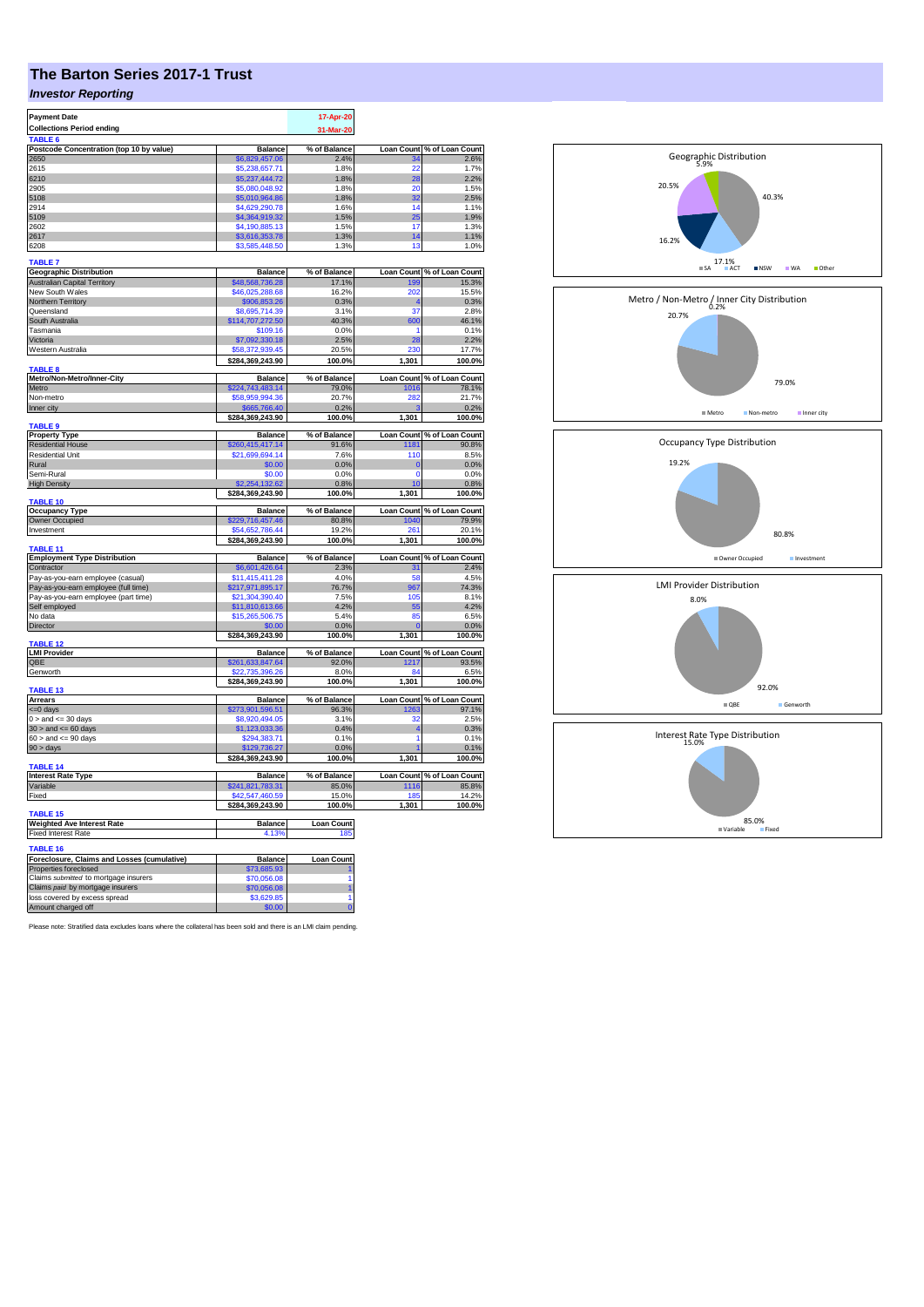# The Barton Series 2017-1 Trust

## *Investor Reporting*

| Payment Date | 17-Apr-20 |
|---|---|
| Collections Period ending | 31-Mar-20 |

**TABLE 6**

| Postcode Concentration (top 10 by value) | Balance | % of Balance | Loan Count | % of Loan Count |
|---|---|---|---|---|
| 2650 | $6,829,457.06 | 2.4% | 34 | 2.6% |
| 2615 | $5,238,657.71 | 1.8% | 22 | 1.7% |
| 6210 | $5,237,444.72 | 1.8% | 28 | 2.2% |
| 2905 | $5,080,048.92 | 1.8% | 20 | 1.5% |
| 5108 | $5,010,964.86 | 1.8% | 32 | 2.5% |
| 2914 | $4,629,290.78 | 1.6% | 14 | 1.1% |
| 5109 | $4,364,919.32 | 1.5% | 25 | 1.9% |
| 2602 | $4,190,885.13 | 1.5% | 17 | 1.3% |
| 2617 | $3,616,353.78 | 1.3% | 14 | 1.1% |
| 6208 | $3,585,448.50 | 1.3% | 13 | 1.0% |

**TABLE 7**

| Geographic Distribution | Balance | % of Balance | Loan Count | % of Loan Count |
|---|---|---|---|---|
| Australian Capital Territory | $48,568,736.28 | 17.1% | 199 | 15.3% |
| New South Wales | $46,025,288.68 | 16.2% | 202 | 15.5% |
| Northern Territory | $906,853.26 | 0.3% | 4 | 0.3% |
| Queensland | $8,695,714.39 | 3.1% | 37 | 2.8% |
| South Australia | $114,707,272.50 | 40.3% | 600 | 46.1% |
| Tasmania | $109.16 | 0.0% | 1 | 0.1% |
| Victoria | $7,092,330.18 | 2.5% | 28 | 2.2% |
| Western Australia | $58,372,939.45 | 20.5% | 230 | 17.7% |
| | $284,369,243.90 | 100.0% | 1,301 | 100.0% |

**TABLE 8**

| Metro/Non-Metro/Inner-City | Balance | % of Balance | Loan Count | % of Loan Count |
|---|---|---|---|---|
| Metro | $224,743,483.14 | 79.0% | 1016 | 78.1% |
| Non-metro | $58,959,994.36 | 20.7% | 282 | 21.7% |
| Inner city | $665,766.40 | 0.2% | 3 | 0.2% |
| | $284,369,243.90 | 100.0% | 1,301 | 100.0% |

**TABLE 9**

| Property Type | Balance | % of Balance | Loan Count | % of Loan Count |
|---|---|---|---|---|
| Residential House | $260,415,417.14 | 91.6% | 1181 | 90.8% |
| Residential Unit | $21,699,694.14 | 7.6% | 110 | 8.5% |
| Rural | $0.00 | 0.0% | 0 | 0.0% |
| Semi-Rural | $0.00 | 0.0% | 0 | 0.0% |
| High Density | $2,254,132.62 | 0.8% | 10 | 0.8% |
| | $284,369,243.90 | 100.0% | 1,301 | 100.0% |

**TABLE 10**

| Occupancy Type | Balance | % of Balance | Loan Count | % of Loan Count |
|---|---|---|---|---|
| Owner Occupied | $229,716,457.46 | 80.8% | 1040 | 79.9% |
| Investment | $54,652,786.44 | 19.2% | 261 | 20.1% |
| | $284,369,243.90 | 100.0% | 1,301 | 100.0% |

**TABLE 11**

| Employment Type Distribution | Balance | % of Balance | Loan Count | % of Loan Count |
|---|---|---|---|---|
| Contractor | $6,601,426.64 | 2.3% | 31 | 2.4% |
| Pay-as-you-earn employee (casual) | $11,415,411.28 | 4.0% | 58 | 4.5% |
| Pay-as-you-earn employee (full time) | $217,971,895.17 | 76.7% | 967 | 74.3% |
| Pay-as-you-earn employee (part time) | $21,304,390.40 | 7.5% | 105 | 8.1% |
| Self employed | $11,810,613.66 | 4.2% | 55 | 4.2% |
| No data | $15,265,506.75 | 5.4% | 85 | 6.5% |
| Director | $0.00 | 0.0% | 0 | 0.0% |
| | $284,369,243.90 | 100.0% | 1,301 | 100.0% |

**TABLE 12**

| LMI Provider | Balance | % of Balance | Loan Count | % of Loan Count |
|---|---|---|---|---|
| QBE | $261,633,847.64 | 92.0% | 1217 | 93.5% |
| Genworth | $22,735,396.26 | 8.0% | 84 | 6.5% |
| | $284,369,243.90 | 100.0% | 1,301 | 100.0% |

**TABLE 13**

| Arrears | Balance | % of Balance | Loan Count | % of Loan Count |
|---|---|---|---|---|
| <=0 days | $273,901,596.51 | 96.3% | 1263 | 97.1% |
| 0 > and <= 30 days | $8,920,494.05 | 3.1% | 32 | 2.5% |
| 30 > and <= 60 days | $1,123,033.36 | 0.4% | 4 | 0.3% |
| 60 > and <= 90 days | $294,383.71 | 0.1% | 1 | 0.1% |
| 90 > days | $129,736.27 | 0.0% | 1 | 0.1% |
| | $284,369,243.90 | 100.0% | 1,301 | 100.0% |

**TABLE 14**

| Interest Rate Type | Balance | % of Balance | Loan Count | % of Loan Count |
|---|---|---|---|---|
| Variable | $241,821,783.31 | 85.0% | 1116 | 85.8% |
| Fixed | $42,547,460.59 | 15.0% | 185 | 14.2% |
| | $284,369,243.90 | 100.0% | 1,301 | 100.0% |

**TABLE 15**

| Weighted Ave Interest Rate | Balance | Loan Count |
|---|---|---|
| Fixed Interest Rate | 4.13% | 185 |

**TABLE 16**

| Foreclosure, Claims and Losses (cumulative) | Balance | Loan Count |
|---|---|---|
| Properties foreclosed | $73,685.93 | 1 |
| Claims *submitted* to mortgage insurers | $70,056.08 | 1 |
| Claims *paid* by mortgage insurers | $70,056.08 | 1 |
| loss covered by excess spread | $3,629.85 | 1 |
| Amount charged off | $0.00 | 0 |

Please note: Stratified data excludes loans where the collateral has been sold and there is an LMI claim pending.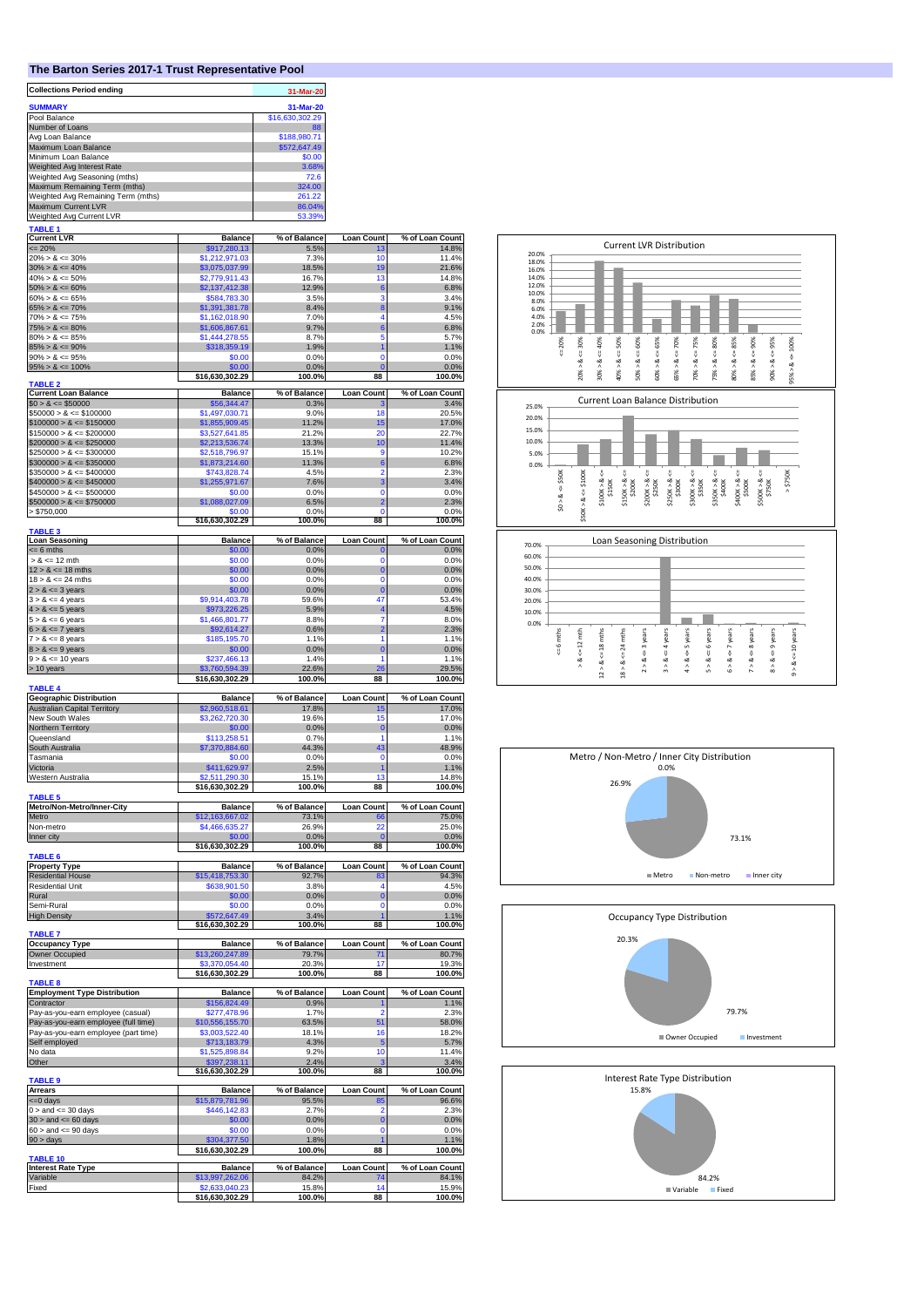# The Barton Series 2017-1 Trust Representative Pool

| Collections Period ending | 31-Mar-20 |
|---|---|

| SUMMARY | 31-Mar-20 |
|---|---|
| Pool Balance | $16,630,302.29 |
| Number of Loans | 88 |
| Avg Loan Balance | $188,980.71 |
| Maximum Loan Balance | $572,647.49 |
| Minimum Loan Balance | $0.00 |
| Weighted Avg Interest Rate | 3.68% |
| Weighted Avg Seasoning (mths) | 72.6 |
| Maximum Remaining Term (mths) | 324.00 |
| Weighted Avg Remaining Term (mths) | 261.22 |
| Maximum Current LVR | 86.04% |
| Weighted Avg Current LVR | 53.39% |

TABLE 1

| Current LVR | Balance | % of Balance | Loan Count | % of Loan Count |
|---|---|---|---|---|
| <= 20% | $917,280.13 | 5.5% | 13 | 14.8% |
| 20% > & <= 30% | $1,212,971.03 | 7.3% | 10 | 11.4% |
| 30% > & <= 40% | $3,075,037.99 | 18.5% | 19 | 21.6% |
| 40% > & <= 50% | $2,779,911.43 | 16.7% | 13 | 14.8% |
| 50% > & <= 60% | $2,137,412.38 | 12.9% | 6 | 6.8% |
| 60% > & <= 65% | $584,783.30 | 3.5% | 3 | 3.4% |
| 65% > & <= 70% | $1,391,381.78 | 8.4% | 8 | 9.1% |
| 70% > & <= 75% | $1,162,018.90 | 7.0% | 4 | 4.5% |
| 75% > & <= 80% | $1,606,867.61 | 9.7% | 6 | 6.8% |
| 80% > & <= 85% | $1,444,278.55 | 8.7% | 5 | 5.7% |
| 85% > & <= 90% | $318,359.19 | 1.9% | 1 | 1.1% |
| 90% > & <= 95% | $0.00 | 0.0% | 0 | 0.0% |
| 95% > & <= 100% | $0.00 | 0.0% | 0 | 0.0% |
| | $16,630,302.29 | 100.0% | 88 | 100.0% |

TABLE 2

| Current Loan Balance | Balance | % of Balance | Loan Count | % of Loan Count |
|---|---|---|---|---|
| $0 > & <= $50000 | $56,344.47 | 0.3% | 3 | 3.4% |
| $50000 > & <= $100000 | $1,497,030.71 | 9.0% | 18 | 20.5% |
| $100000 > & <= $150000 | $1,855,909.45 | 11.2% | 15 | 17.0% |
| $150000 > & <= $200000 | $3,527,641.85 | 21.2% | 20 | 22.7% |
| $200000 > & <= $250000 | $2,213,536.74 | 13.3% | 10 | 11.4% |
| $250000 > & <= $300000 | $2,518,796.97 | 15.1% | 9 | 10.2% |
| $300000 > & <= $350000 | $1,873,214.60 | 11.3% | 6 | 6.8% |
| $350000 > & <= $400000 | $743,828.74 | 4.5% | 2 | 2.3% |
| $400000 > & <= $450000 | $1,255,971.67 | 7.6% | 3 | 3.4% |
| $450000 > & <= $500000 | $0.00 | 0.0% | 0 | 0.0% |
| $500000 > & <= $750000 | $1,088,027.09 | 6.5% | 2 | 2.3% |
| > $750,000 | $0.00 | 0.0% | 0 | 0.0% |
| | $16,630,302.29 | 100.0% | 88 | 100.0% |

TABLE 3

| Loan Seasoning | Balance | % of Balance | Loan Count | % of Loan Count |
|---|---|---|---|---|
| <= 6 mths | $0.00 | 0.0% | 0 | 0.0% |
| > & <= 12 mth | $0.00 | 0.0% | 0 | 0.0% |
| 12 > & <= 18 mths | $0.00 | 0.0% | 0 | 0.0% |
| 18 > & <= 24 mths | $0.00 | 0.0% | 0 | 0.0% |
| 2 > & <= 3 years | $0.00 | 0.0% | 0 | 0.0% |
| 3 > & <= 4 years | $9,914,403.78 | 59.6% | 47 | 53.4% |
| 4 > & <= 5 years | $973,226.25 | 5.9% | 4 | 4.5% |
| 5 > & <= 6 years | $1,466,801.77 | 8.8% | 7 | 8.0% |
| 6 > & <= 7 years | $92,614.27 | 0.6% | 2 | 2.3% |
| 7 > & <= 8 years | $185,195.70 | 1.1% | 1 | 1.1% |
| 8 > & <= 9 years | $0.00 | 0.0% | 0 | 0.0% |
| 9 > & <= 10 years | $237,466.13 | 1.4% | 1 | 1.1% |
| > 10 years | $3,760,594.39 | 22.6% | 26 | 29.5% |
| | $16,630,302.29 | 100.0% | 88 | 100.0% |

TABLE 4

| Geographic Distribution | Balance | % of Balance | Loan Count | % of Loan Count |
|---|---|---|---|---|
| Australian Capital Territory | $2,960,518.61 | 17.8% | 15 | 17.0% |
| New South Wales | $3,262,720.30 | 19.6% | 15 | 17.0% |
| Northern Territory | $0.00 | 0.0% | 0 | 0.0% |
| Queensland | $113,258.51 | 0.7% | 1 | 1.1% |
| South Australia | $7,370,884.60 | 44.3% | 43 | 48.9% |
| Tasmania | $0.00 | 0.0% | 0 | 0.0% |
| Victoria | $411,629.97 | 2.5% | 1 | 1.1% |
| Western Australia | $2,511,290.30 | 15.1% | 13 | 14.8% |
| | $16,630,302.29 | 100.0% | 88 | 100.0% |

TABLE 5

| Metro/Non-Metro/Inner-City | Balance | % of Balance | Loan Count | % of Loan Count |
|---|---|---|---|---|
| Metro | $12,163,667.02 | 73.1% | 66 | 75.0% |
| Non-metro | $4,466,635.27 | 26.9% | 22 | 25.0% |
| Inner city | $0.00 | 0.0% | 0 | 0.0% |
| | $16,630,302.29 | 100.0% | 88 | 100.0% |

TABLE 6

| Property Type | Balance | % of Balance | Loan Count | % of Loan Count |
|---|---|---|---|---|
| Residential House | $15,418,753.30 | 92.7% | 83 | 94.3% |
| Residential Unit | $638,901.50 | 3.8% | 4 | 4.5% |
| Rural | $0.00 | 0.0% | 0 | 0.0% |
| Semi-Rural | $0.00 | 0.0% | 0 | 0.0% |
| High Density | $572,647.49 | 3.4% | 1 | 1.1% |
| | $16,630,302.29 | 100.0% | 88 | 100.0% |

TABLE 7

| Occupancy Type | Balance | % of Balance | Loan Count | % of Loan Count |
|---|---|---|---|---|
| Owner Occupied | $13,260,247.89 | 79.7% | 71 | 80.7% |
| Investment | $3,370,054.40 | 20.3% | 17 | 19.3% |
| | $16,630,302.29 | 100.0% | 88 | 100.0% |

TABLE 8

| Employment Type Distribution | Balance | % of Balance | Loan Count | % of Loan Count |
|---|---|---|---|---|
| Contractor | $156,824.49 | 0.9% | 1 | 1.1% |
| Pay-as-you-earn employee (casual) | $277,478.96 | 1.7% | 2 | 2.3% |
| Pay-as-you-earn employee (full time) | $10,556,155.70 | 63.5% | 51 | 58.0% |
| Pay-as-you-earn employee (part time) | $3,003,522.40 | 18.1% | 16 | 18.2% |
| Self employed | $713,183.79 | 4.3% | 5 | 5.7% |
| No data | $1,525,898.84 | 9.2% | 10 | 11.4% |
| Other | $397,238.11 | 2.4% | 3 | 3.4% |
| | $16,630,302.29 | 100.0% | 88 | 100.0% |

TABLE 9

| Arrears | Balance | % of Balance | Loan Count | % of Loan Count |
|---|---|---|---|---|
| <=0 days | $15,879,781.96 | 95.5% | 85 | 96.6% |
| 0 > and <= 30 days | $446,142.83 | 2.7% | 2 | 2.3% |
| 30 > and <= 60 days | $0.00 | 0.0% | 0 | 0.0% |
| 60 > and <= 90 days | $0.00 | 0.0% | 0 | 0.0% |
| 90 > days | $304,377.50 | 1.8% | 1 | 1.1% |
| | $16,630,302.29 | 100.0% | 88 | 100.0% |

TABLE 10

| Interest Rate Type | Balance | % of Balance | Loan Count | % of Loan Count |
|---|---|---|---|---|
| Variable | $13,997,262.06 | 84.2% | 74 | 84.1% |
| Fixed | $2,633,040.23 | 15.8% | 14 | 15.9% |
| | $16,630,302.29 | 100.0% | 88 | 100.0% |

Current LVR Distribution

20.0%
18.0%
16.0%
14.0%
12.0%
10.0%
8.0%
6.0%
4.0%
2.0%
0.0%

<= 20%
20% > & <= 30%
30% > & <= 40%
40% > & <= 50%
50% > & <= 60%
60% > & <= 65%
65% > & <= 70%
70% > & <= 75%
75% > & <= 80%
80% > & <= 85%
85% > & <= 90%
90% > & <= 95%
95% > & <= 100%

Current Loan Balance Distribution

25.0%
20.0%
15.0%
10.0%
5.0%
0.0%

$0 > & <= $50K
$50K > & <= $100K
$100K > & <= $150K
$150K > & <= $200K
$200K > & <= $250K
$250K > & <= $300K
$300K > & <= $350K
$350K > & <= $400K
$400K > & <= $500K
$500K > & <= $750K
> $750K

Loan Seasoning Distribution

70.0%
60.0%
50.0%
40.0%
30.0%
20.0%
10.0%
0.0%

<= 6 mths
> & <= 12 mth
12 > & <= 18 mths
18 > & <= 24 mths
2 > & <= 3 years
3 > & <= 4 years
4 > & <= 5 years
5 > & <= 6 years
6 > & <= 7 years
7 > & <= 8 years
8 > & <= 9 years
9 > & <= 10 years

Metro / Non-Metro / Inner City Distribution

0.0%
26.9%
73.1%

Metro
Non-metro
Inner city

Occupancy Type Distribution

20.3%
79.7%

Owner Occupied
Investment

Interest Rate Type Distribution

15.8%
84.2%

Variable
Fixed